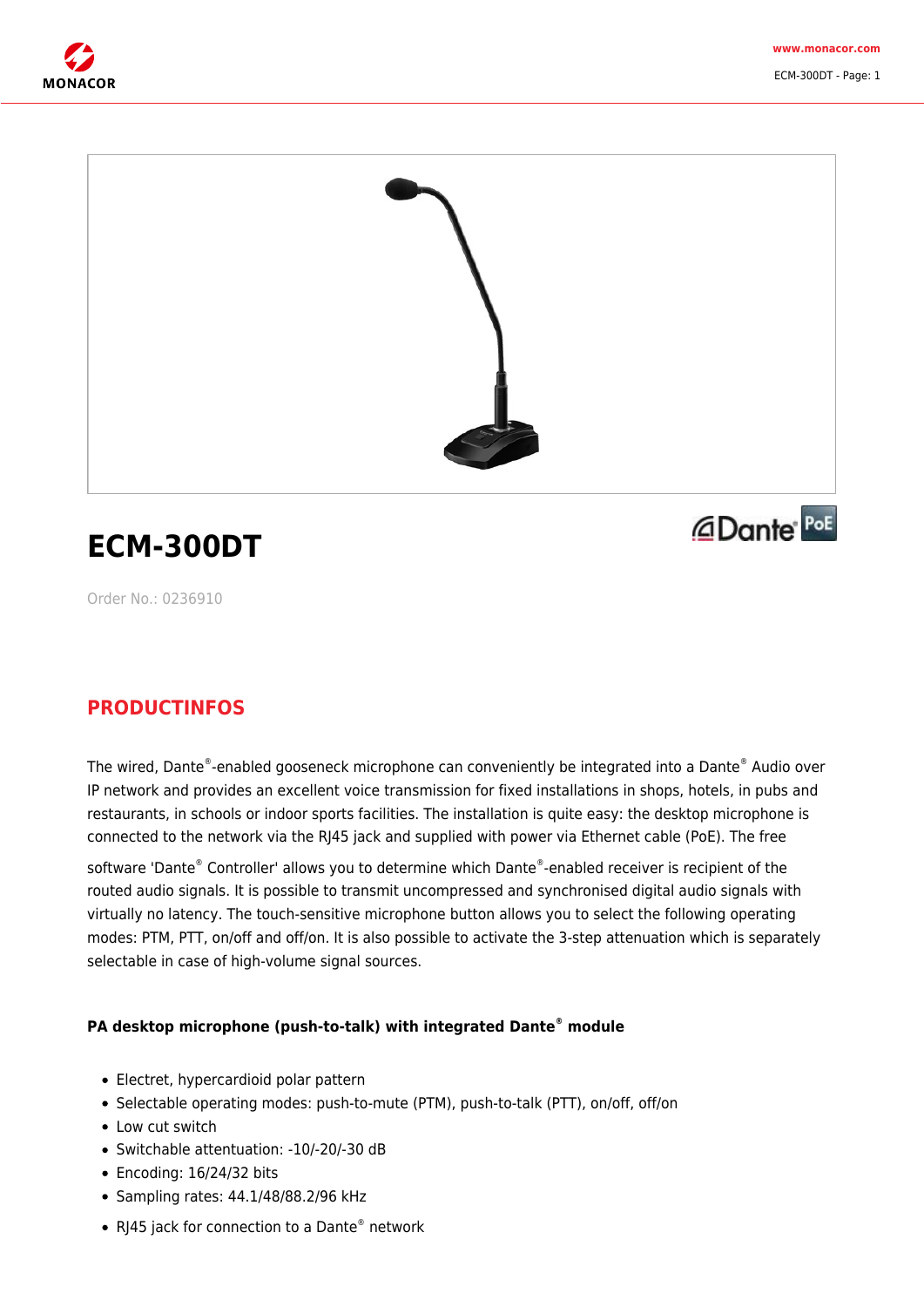# ECM-300DT

Order No.: 0236910

## PRODUCTINFOS

The wired, Dante®-enabled gooseneck microphone can conveniently be integrated into a Dante® Audio over IP network and provides an excellent voice transmission for fixed installations in shops, hotels, in pubs and restaurants, in schools or indoor sports facilities. The installation is quite easy: the desktop microphone is connected to the network via the RJ45 jack and supplied with power via Ethernet cable (PoE). The free software 'Dante® Controller' allows you to determine which Dante®-enabled receiver is recipient of the routed audio signals. It is possible to transmit uncompressed and synchronised digital audio signals with virtually no latency. The touch-sensitive microphone button allows you to select the following operating modes: PTM, PTT, on/off and off/on. It is also possible to activate the 3-step attenuation which is separately selectable in case of high-volume signal sources.

### PA desktop microphone (push-to-talk) with integrated Dante® module

- Electret, hypercardioid polar pattern
- Selectable operating modes: push-to-mute (PTM), push-to-talk (PTT), on/off, off/on
- Low cut switch
- Switchable attentuation: -10/-20/-30 dB
- Encoding: 16/24/32 bits
- Sampling rates: 44.1/48/88.2/96 kHz
- RJ45 jack for connection to a Dante® network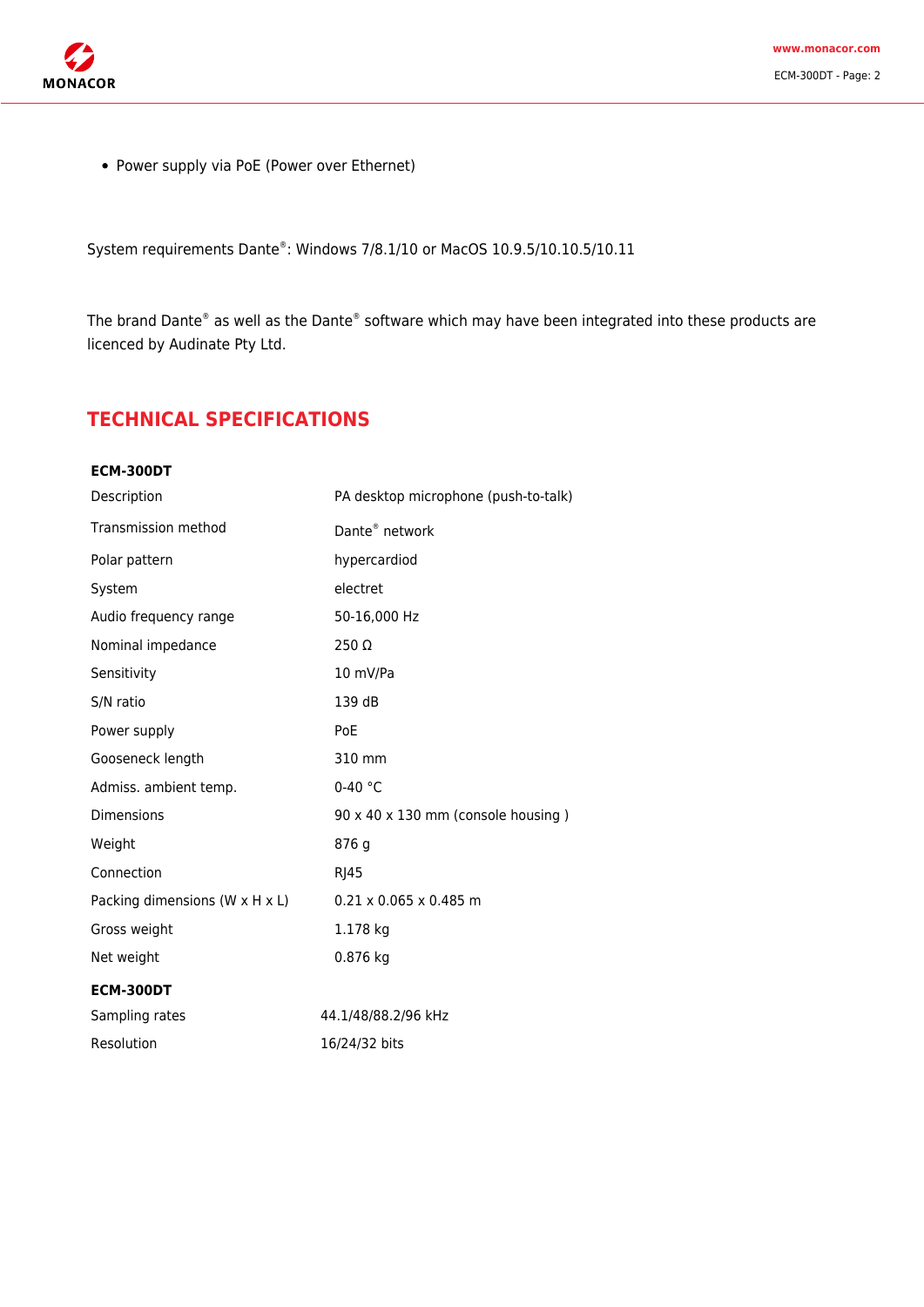- Power supply via PoE (Power over Ethernet)

System requirements Dante®: Windows 7/8.1/10 or MacOS 10.9.5/10.10.5/10.11

The brand Dante® as well as the Dante® software which may have been integrated into these products are licenced by Audinate Pty Ltd.

## TECHNICAL SPECIFICATIONS

| **ECM-300DT** | |
|---|---|
| Description | PA desktop microphone (push-to-talk) |
| Transmission method | Dante® network |
| Polar pattern | hypercardiod |
| System | electret |
| Audio frequency range | 50-16,000 Hz |
| Nominal impedance | 250 Ω |
| Sensitivity | 10 mV/Pa |
| S/N ratio | 139 dB |
| Power supply | PoE |
| Gooseneck length | 310 mm |
| Admiss. ambient temp. | 0-40 °C |
| Dimensions | 90 x 40 x 130 mm (console housing ) |
| Weight | 876 g |
| Connection | RJ45 |
| Packing dimensions (W x H x L) | 0.21 x 0.065 x 0.485 m |
| Gross weight | 1.178 kg |
| Net weight | 0.876 kg |

| **ECM-300DT** | |
|---|---|
| Sampling rates | 44.1/48/88.2/96 kHz |
| Resolution | 16/24/32 bits |